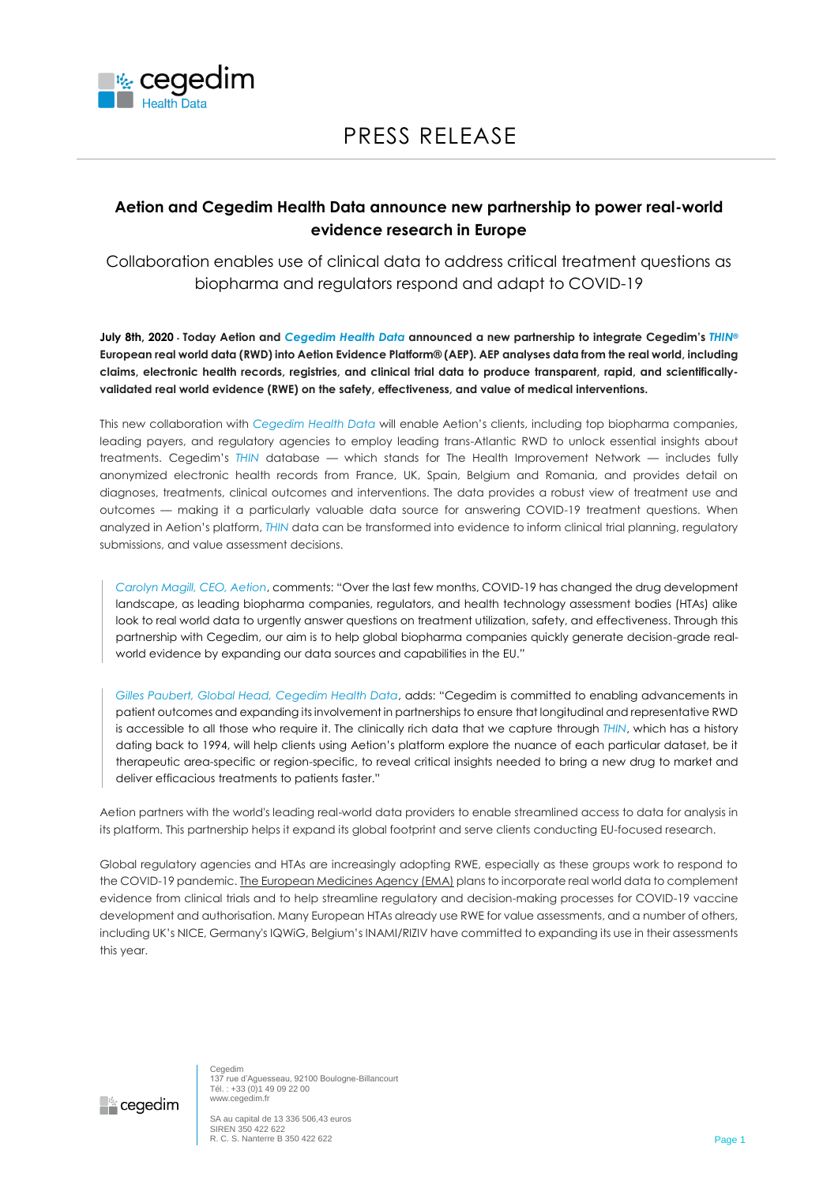PRESS RELEASE

## Aetion and Cegedim Health Data announce new partnership to power real-world evidence research in Europe

Collaboration enables use of clinical data to address critical treatment questions as biopharma and regulators respond and adapt to COVID-19

**July 8th, 2020 - Today Aetion and *Cegedim Health Data* announced a new partnership to integrate Cegedim's *THIN®* European real world data (RWD) into Aetion Evidence Platform® (AEP). AEP analyses data from the real world, including claims, electronic health records, registries, and clinical trial data to produce transparent, rapid, and scientifically-validated real world evidence (RWE) on the safety, effectiveness, and value of medical interventions.**

This new collaboration with *Cegedim Health Data* will enable Aetion's clients, including top biopharma companies, leading payers, and regulatory agencies to employ leading trans-Atlantic RWD to unlock essential insights about treatments. Cegedim's *THIN* database — which stands for The Health Improvement Network — includes fully anonymized electronic health records from France, UK, Spain, Belgium and Romania, and provides detail on diagnoses, treatments, clinical outcomes and interventions. The data provides a robust view of treatment use and outcomes — making it a particularly valuable data source for answering COVID-19 treatment questions. When analyzed in Aetion's platform, *THIN* data can be transformed into evidence to inform clinical trial planning, regulatory submissions, and value assessment decisions.

> *Carolyn Magill, CEO, Aetion*, comments: "Over the last few months, COVID-19 has changed the drug development landscape, as leading biopharma companies, regulators, and health technology assessment bodies (HTAs) alike look to real world data to urgently answer questions on treatment utilization, safety, and effectiveness. Through this partnership with Cegedim, our aim is to help global biopharma companies quickly generate decision-grade real-world evidence by expanding our data sources and capabilities in the EU."

> *Gilles Paubert, Global Head, Cegedim Health Data*, adds: "Cegedim is committed to enabling advancements in patient outcomes and expanding its involvement in partnerships to ensure that longitudinal and representative RWD is accessible to all those who require it. The clinically rich data that we capture through *THIN*, which has a history dating back to 1994, will help clients using Aetion's platform explore the nuance of each particular dataset, be it therapeutic area-specific or region-specific, to reveal critical insights needed to bring a new drug to market and deliver efficacious treatments to patients faster."

Aetion partners with the world's leading real-world data providers to enable streamlined access to data for analysis in its platform. This partnership helps it expand its global footprint and serve clients conducting EU-focused research.

Global regulatory agencies and HTAs are increasingly adopting RWE, especially as these groups work to respond to the COVID-19 pandemic. The European Medicines Agency (EMA) plans to incorporate real world data to complement evidence from clinical trials and to help streamline regulatory and decision-making processes for COVID-19 vaccine development and authorisation. Many European HTAs already use RWE for value assessments, and a number of others, including UK's NICE, Germany's IQWiG, Belgium's INAMI/RIZIV have committed to expanding its use in their assessments this year.

Cegedim
137 rue d'Aguesseau, 92100 Boulogne-Billancourt
Tél. : +33 (0)1 49 09 22 00
www.cegedim.fr

SA au capital de 13 336 506,43 euros
SIREN 350 422 622
R. C. S. Nanterre B 350 422 622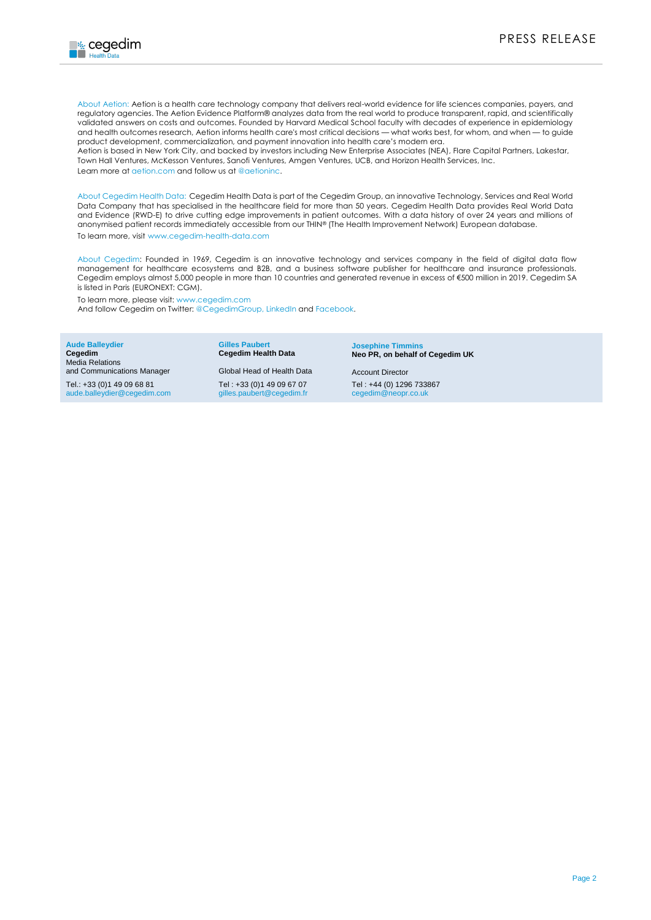About Aetion: Aetion is a health care technology company that delivers real-world evidence for life sciences companies, payers, and regulatory agencies. The Aetion Evidence Platform® analyzes data from the real world to produce transparent, rapid, and scientifically validated answers on costs and outcomes. Founded by Harvard Medical School faculty with decades of experience in epidemiology and health outcomes research, Aetion informs health care's most critical decisions — what works best, for whom, and when — to guide product development, commercialization, and payment innovation into health care's modern era.
Aetion is based in New York City, and backed by investors including New Enterprise Associates (NEA), Flare Capital Partners, Lakestar, Town Hall Ventures, McKesson Ventures, Sanofi Ventures, Amgen Ventures, UCB, and Horizon Health Services, Inc.
Learn more at aetion.com and follow us at @aetioninc.

About Cegedim Health Data: Cegedim Health Data is part of the Cegedim Group, an innovative Technology, Services and Real World Data Company that has specialised in the healthcare field for more than 50 years. Cegedim Health Data provides Real World Data and Evidence (RWD-E) to drive cutting edge improvements in patient outcomes. With a data history of over 24 years and millions of anonymised patient records immediately accessible from our THIN® (The Health Improvement Network) European database.
To learn more, visit www.cegedim-health-data.com

About Cegedim: Founded in 1969, Cegedim is an innovative technology and services company in the field of digital data flow management for healthcare ecosystems and B2B, and a business software publisher for healthcare and insurance professionals. Cegedim employs almost 5,000 people in more than 10 countries and generated revenue in excess of €500 million in 2019. Cegedim SA is listed in Paris (EURONEXT: CGM).

To learn more, please visit: www.cegedim.com
And follow Cegedim on Twitter: @CegedimGroup, LinkedIn and Facebook.

**Aude Balleydier**
**Cegedim**
Media Relations
and Communications Manager

Tel.: +33 (0)1 49 09 68 81
aude.balleydier@cegedim.com

**Gilles Paubert**
**Cegedim Health Data**

Global Head of Health Data

Tel : +33 (0)1 49 09 67 07
gilles.paubert@cegedim.fr

**Josephine Timmins**
**Neo PR, on behalf of Cegedim UK**

Account Director

Tel : +44 (0) 1296 733867
cegedim@neopr.co.uk